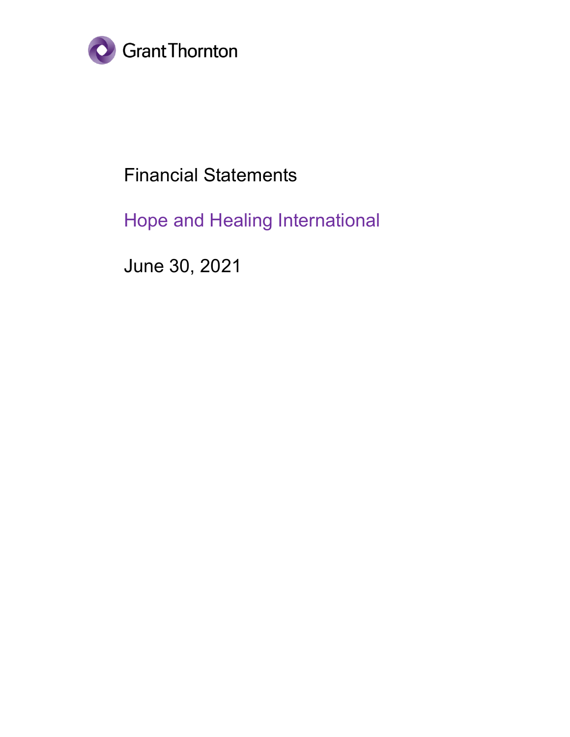Grant Thornton

# Financial Statements

## Hope and Healing International

June 30, 2021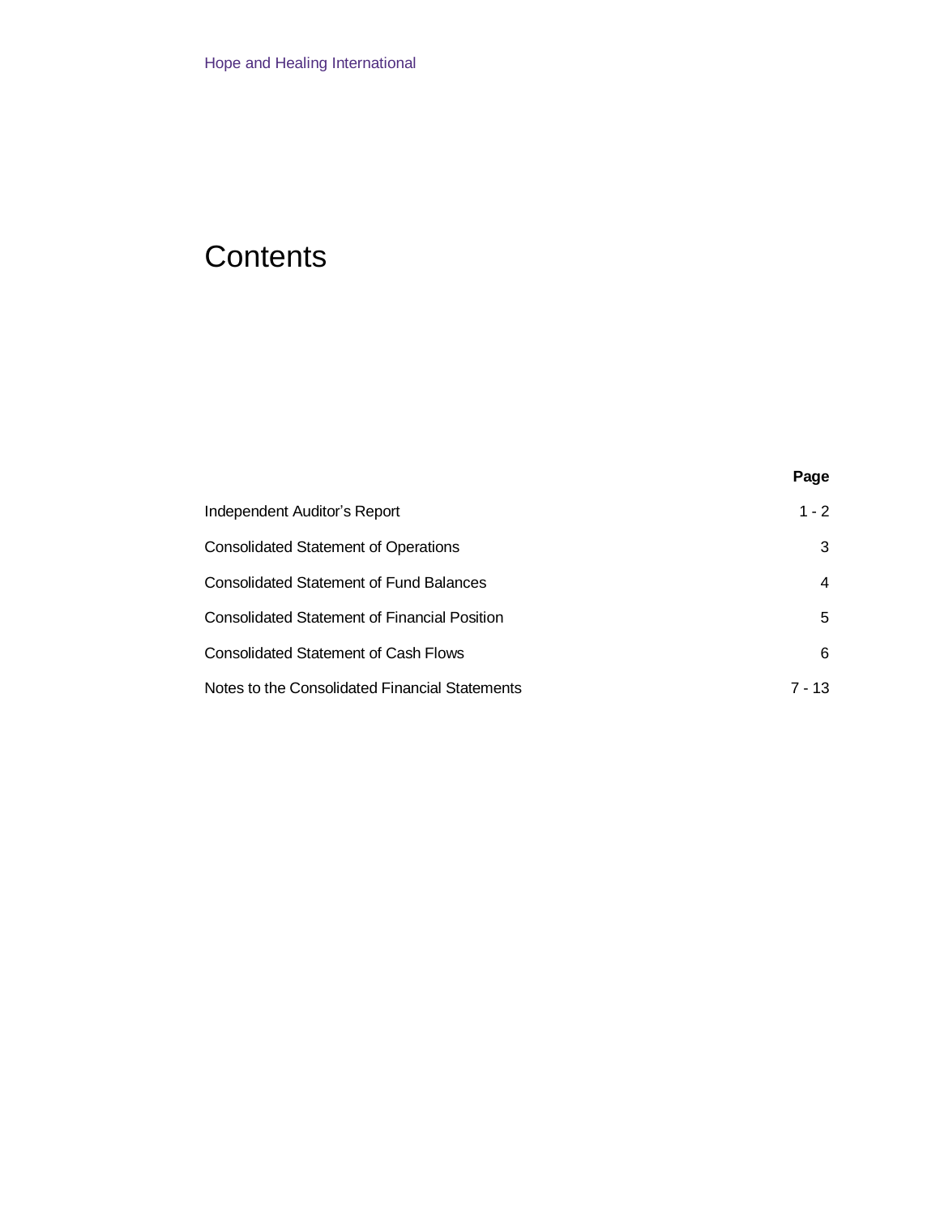# Contents

| | Page |
|---|---|
| Independent Auditor's Report | 1 - 2 |
| Consolidated Statement of Operations | 3 |
| Consolidated Statement of Fund Balances | 4 |
| Consolidated Statement of Financial Position | 5 |
| Consolidated Statement of Cash Flows | 6 |
| Notes to the Consolidated Financial Statements | 7 - 13 |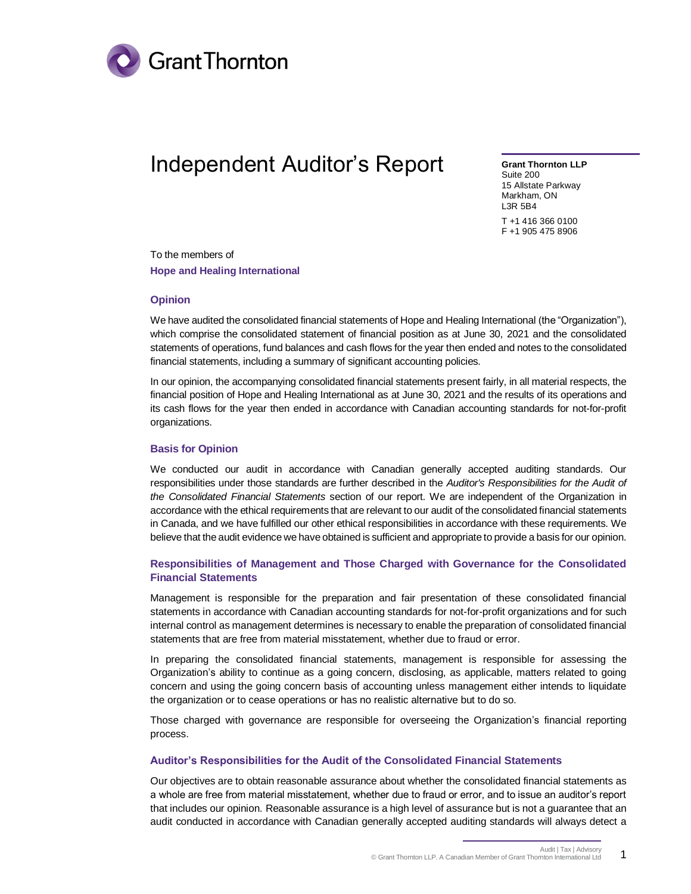Grant Thornton

# Independent Auditor's Report

**Grant Thornton LLP**
Suite 200
15 Allstate Parkway
Markham, ON
L3R 5B4

T +1 416 366 0100
F +1 905 475 8906

To the members of
**Hope and Healing International**

## Opinion

We have audited the consolidated financial statements of Hope and Healing International (the "Organization"), which comprise the consolidated statement of financial position as at June 30, 2021 and the consolidated statements of operations, fund balances and cash flows for the year then ended and notes to the consolidated financial statements, including a summary of significant accounting policies.

In our opinion, the accompanying consolidated financial statements present fairly, in all material respects, the financial position of Hope and Healing International as at June 30, 2021 and the results of its operations and its cash flows for the year then ended in accordance with Canadian accounting standards for not-for-profit organizations.

## Basis for Opinion

We conducted our audit in accordance with Canadian generally accepted auditing standards. Our responsibilities under those standards are further described in the *Auditor's Responsibilities for the Audit of the Consolidated Financial Statements* section of our report. We are independent of the Organization in accordance with the ethical requirements that are relevant to our audit of the consolidated financial statements in Canada, and we have fulfilled our other ethical responsibilities in accordance with these requirements. We believe that the audit evidence we have obtained is sufficient and appropriate to provide a basis for our opinion.

## Responsibilities of Management and Those Charged with Governance for the Consolidated Financial Statements

Management is responsible for the preparation and fair presentation of these consolidated financial statements in accordance with Canadian accounting standards for not-for-profit organizations and for such internal control as management determines is necessary to enable the preparation of consolidated financial statements that are free from material misstatement, whether due to fraud or error.

In preparing the consolidated financial statements, management is responsible for assessing the Organization's ability to continue as a going concern, disclosing, as applicable, matters related to going concern and using the going concern basis of accounting unless management either intends to liquidate the organization or to cease operations or has no realistic alternative but to do so.

Those charged with governance are responsible for overseeing the Organization's financial reporting process.

## Auditor's Responsibilities for the Audit of the Consolidated Financial Statements

Our objectives are to obtain reasonable assurance about whether the consolidated financial statements as a whole are free from material misstatement, whether due to fraud or error, and to issue an auditor's report that includes our opinion. Reasonable assurance is a high level of assurance but is not a guarantee that an audit conducted in accordance with Canadian generally accepted auditing standards will always detect a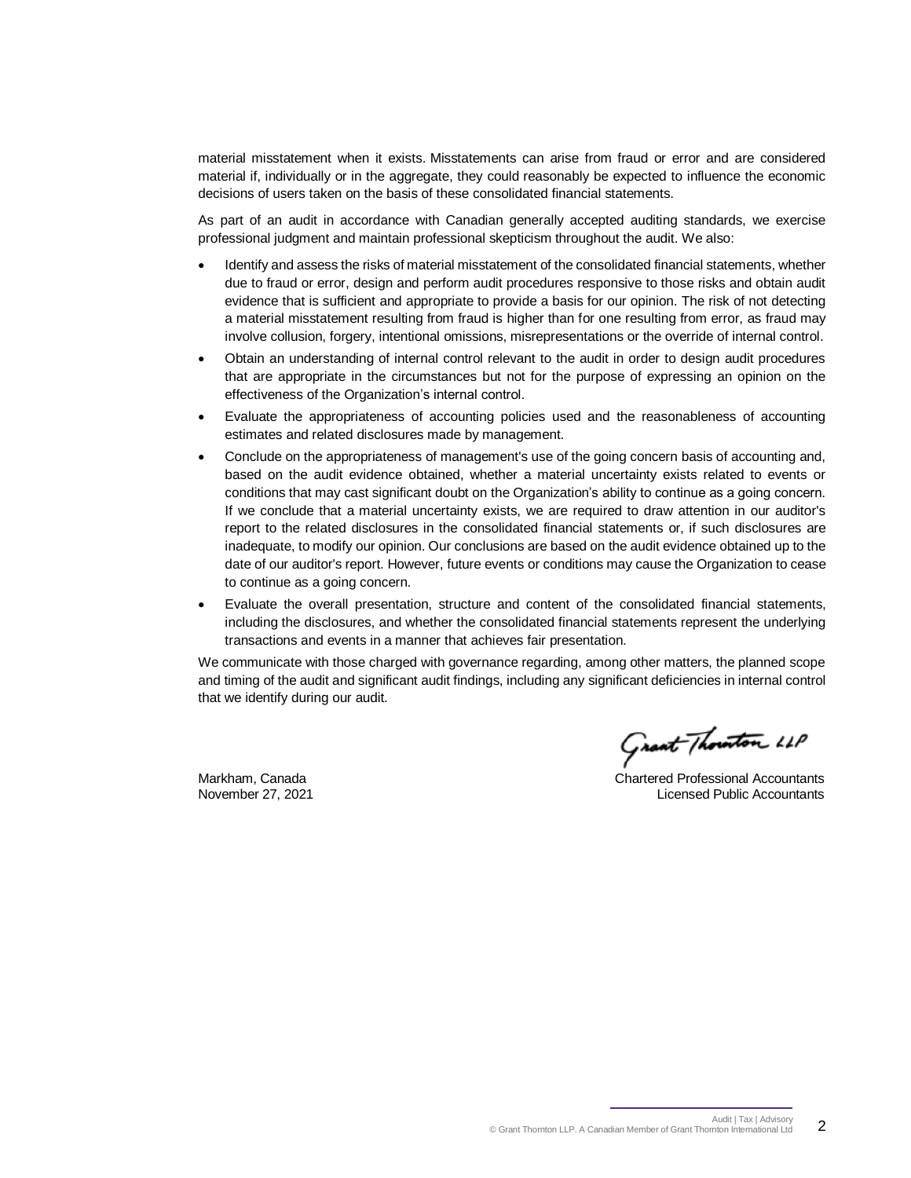material misstatement when it exists. Misstatements can arise from fraud or error and are considered material if, individually or in the aggregate, they could reasonably be expected to influence the economic decisions of users taken on the basis of these consolidated financial statements.

As part of an audit in accordance with Canadian generally accepted auditing standards, we exercise professional judgment and maintain professional skepticism throughout the audit. We also:

- Identify and assess the risks of material misstatement of the consolidated financial statements, whether due to fraud or error, design and perform audit procedures responsive to those risks and obtain audit evidence that is sufficient and appropriate to provide a basis for our opinion. The risk of not detecting a material misstatement resulting from fraud is higher than for one resulting from error, as fraud may involve collusion, forgery, intentional omissions, misrepresentations or the override of internal control.
- Obtain an understanding of internal control relevant to the audit in order to design audit procedures that are appropriate in the circumstances but not for the purpose of expressing an opinion on the effectiveness of the Organization's internal control.
- Evaluate the appropriateness of accounting policies used and the reasonableness of accounting estimates and related disclosures made by management.
- Conclude on the appropriateness of management's use of the going concern basis of accounting and, based on the audit evidence obtained, whether a material uncertainty exists related to events or conditions that may cast significant doubt on the Organization's ability to continue as a going concern. If we conclude that a material uncertainty exists, we are required to draw attention in our auditor's report to the related disclosures in the consolidated financial statements or, if such disclosures are inadequate, to modify our opinion. Our conclusions are based on the audit evidence obtained up to the date of our auditor's report. However, future events or conditions may cause the Organization to cease to continue as a going concern.
- Evaluate the overall presentation, structure and content of the consolidated financial statements, including the disclosures, and whether the consolidated financial statements represent the underlying transactions and events in a manner that achieves fair presentation.

We communicate with those charged with governance regarding, among other matters, the planned scope and timing of the audit and significant audit findings, including any significant deficiencies in internal control that we identify during our audit.

Grant Thornton LLP

Markham, Canada
November 27, 2021

Chartered Professional Accountants
Licensed Public Accountants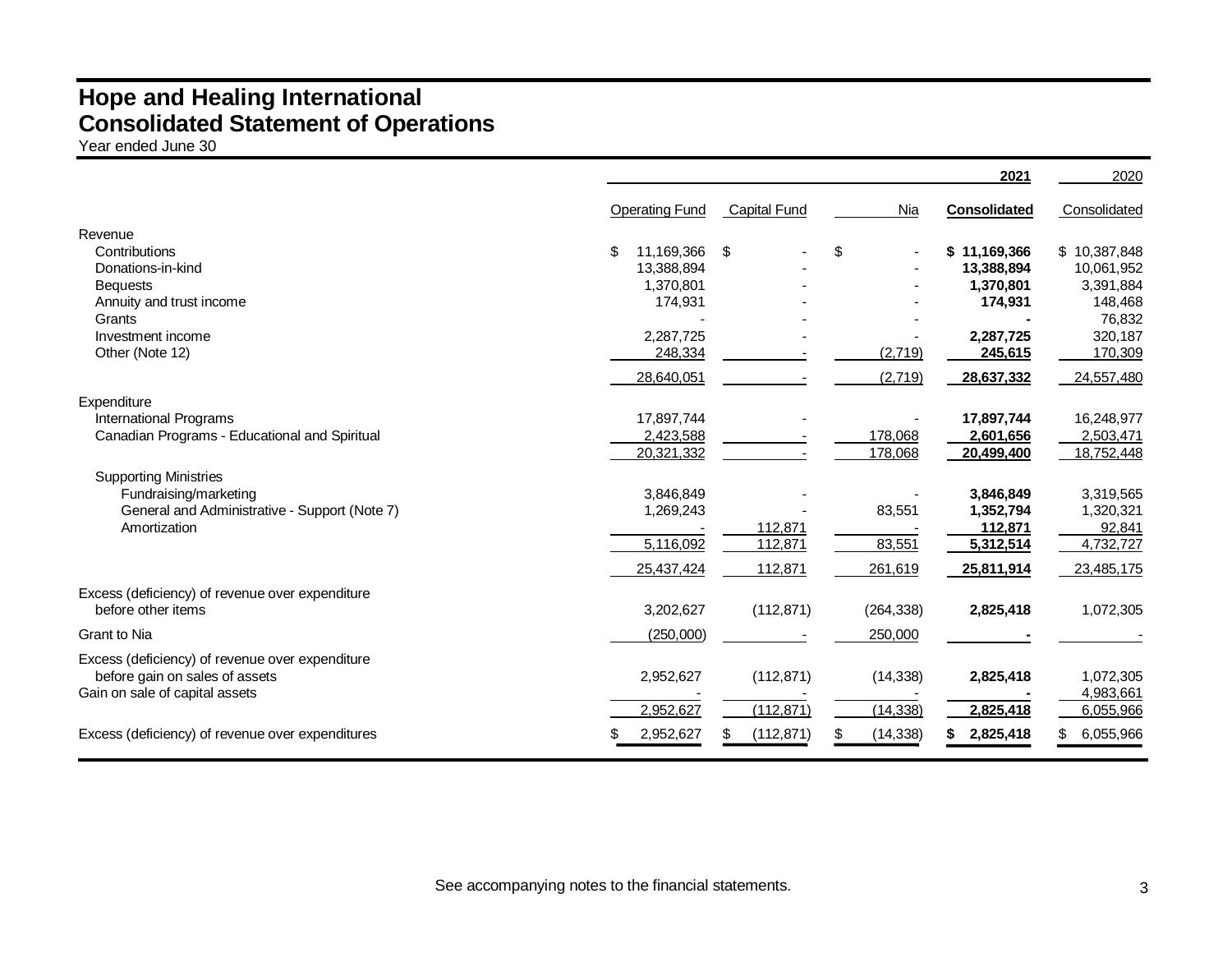# Hope and Healing International
# Consolidated Statement of Operations

Year ended June 30

| | 2021 | | | | 2020 |
|---|---|---|---|---|---|
| | Operating Fund | Capital Fund | Nia | **Consolidated** | Consolidated |
| Revenue | | | | | |
| Contributions | $ 11,169,366 | $ - | $ - | **$ 11,169,366** | $ 10,387,848 |
| Donations-in-kind | 13,388,894 | - | - | **13,388,894** | 10,061,952 |
| Bequests | 1,370,801 | - | - | **1,370,801** | 3,391,884 |
| Annuity and trust income | 174,931 | - | - | **174,931** | 148,468 |
| Grants | - | - | - | **-** | 76,832 |
| Investment income | 2,287,725 | - | - | **2,287,725** | 320,187 |
| Other (Note 12) | 248,334 | - | (2,719) | **245,615** | 170,309 |
| | 28,640,051 | - | (2,719) | **28,637,332** | 24,557,480 |
| Expenditure | | | | | |
| International Programs | 17,897,744 | - | - | **17,897,744** | 16,248,977 |
| Canadian Programs - Educational and Spiritual | 2,423,588 | - | 178,068 | **2,601,656** | 2,503,471 |
| | 20,321,332 | - | 178,068 | **20,499,400** | 18,752,448 |
| Supporting Ministries | | | | | |
| Fundraising/marketing | 3,846,849 | - | - | **3,846,849** | 3,319,565 |
| General and Administrative - Support (Note 7) | 1,269,243 | - | 83,551 | **1,352,794** | 1,320,321 |
| Amortization | - | 112,871 | - | **112,871** | 92,841 |
| | 5,116,092 | 112,871 | 83,551 | **5,312,514** | 4,732,727 |
| | 25,437,424 | 112,871 | 261,619 | **25,811,914** | 23,485,175 |
| Excess (deficiency) of revenue over expenditure before other items | 3,202,627 | (112,871) | (264,338) | **2,825,418** | 1,072,305 |
| Grant to Nia | (250,000) | - | 250,000 | **-** | - |
| Excess (deficiency) of revenue over expenditure before gain on sales of assets | 2,952,627 | (112,871) | (14,338) | **2,825,418** | 1,072,305 |
| Gain on sale of capital assets | - | - | - | **-** | 4,983,661 |
| | 2,952,627 | (112,871) | (14,338) | **2,825,418** | 6,055,966 |
| Excess (deficiency) of revenue over expenditures | $ 2,952,627 | $ (112,871) | $ (14,338) | **$ 2,825,418** | $ 6,055,966 |

See accompanying notes to the financial statements.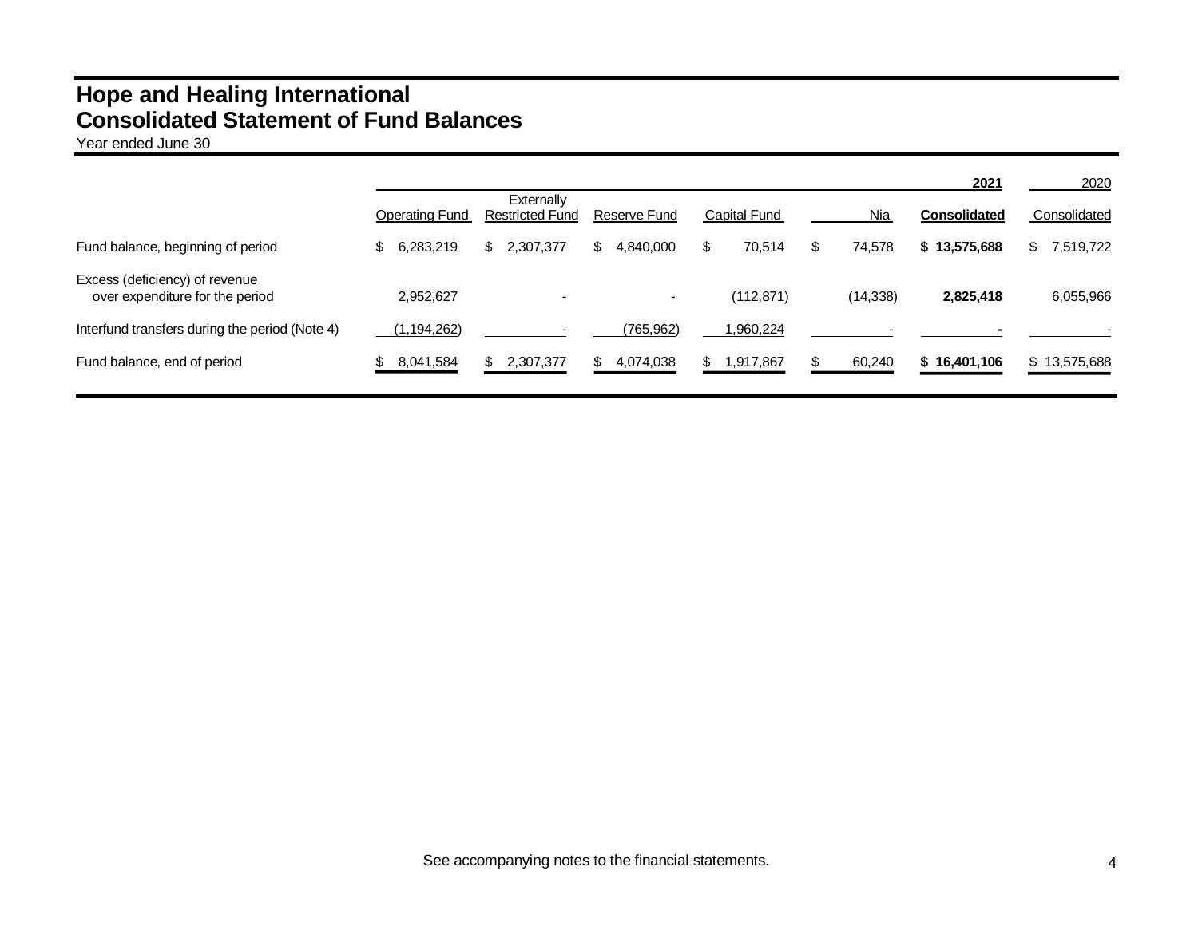# Hope and Healing International
## Consolidated Statement of Fund Balances
Year ended June 30

| | Operating Fund | Externally Restricted Fund | Reserve Fund | Capital Fund | Nia | 2021 Consolidated | 2020 Consolidated |
|---|---|---|---|---|---|---|---|
| Fund balance, beginning of period | $ 6,283,219 | $ 2,307,377 | $ 4,840,000 | $ 70,514 | $ 74,578 | **$ 13,575,688** | $ 7,519,722 |
| Excess (deficiency) of revenue over expenditure for the period | 2,952,627 | - | - | (112,871) | (14,338) | **2,825,418** | 6,055,966 |
| Interfund transfers during the period (Note 4) | (1,194,262) | - | (765,962) | 1,960,224 | - | **-** | - |
| Fund balance, end of period | $ 8,041,584 | $ 2,307,377 | $ 4,074,038 | $ 1,917,867 | $ 60,240 | **$ 16,401,106** | $ 13,575,688 |

See accompanying notes to the financial statements.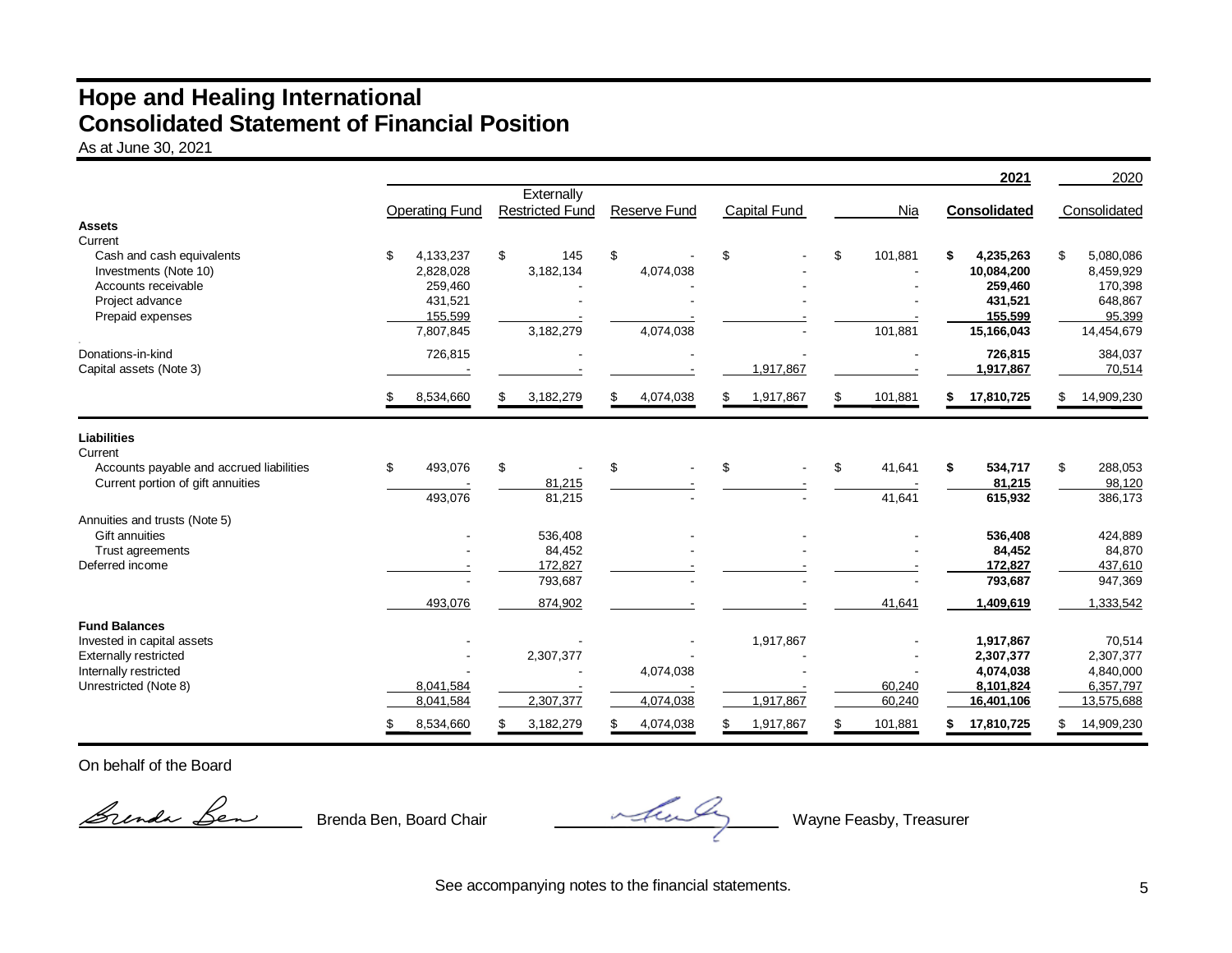# Hope and Healing International
## Consolidated Statement of Financial Position

As at June 30, 2021

| | Operating Fund | Externally Restricted Fund | Reserve Fund | Capital Fund | Nia | 2021 Consolidated | 2020 Consolidated |
|---|---|---|---|---|---|---|---|
| **Assets** | | | | | | | |
| Current | | | | | | | |
| Cash and cash equivalents | $ 4,133,237 | $ 145 | $ - | $ - | $ 101,881 | **$ 4,235,263** | $ 5,080,086 |
| Investments (Note 10) | 2,828,028 | 3,182,134 | 4,074,038 | - | - | **10,084,200** | 8,459,929 |
| Accounts receivable | 259,460 | - | - | - | - | **259,460** | 170,398 |
| Project advance | 431,521 | - | - | - | - | **431,521** | 648,867 |
| Prepaid expenses | 155,599 | - | - | - | - | **155,599** | 95,399 |
| | 7,807,845 | 3,182,279 | 4,074,038 | - | 101,881 | **15,166,043** | 14,454,679 |
| Donations-in-kind | 726,815 | - | - | - | - | **726,815** | 384,037 |
| Capital assets (Note 3) | - | - | - | 1,917,867 | - | **1,917,867** | 70,514 |
| | $ 8,534,660 | $ 3,182,279 | $ 4,074,038 | $ 1,917,867 | $ 101,881 | **$ 17,810,725** | $ 14,909,230 |
| **Liabilities** | | | | | | | |
| Current | | | | | | | |
| Accounts payable and accrued liabilities | $ 493,076 | $ - | $ - | $ - | $ 41,641 | **$ 534,717** | $ 288,053 |
| Current portion of gift annuities | - | 81,215 | - | - | - | **81,215** | 98,120 |
| | 493,076 | 81,215 | - | - | 41,641 | **615,932** | 386,173 |
| Annuities and trusts (Note 5) | | | | | | | |
| Gift annuities | - | 536,408 | - | - | - | **536,408** | 424,889 |
| Trust agreements | - | 84,452 | - | - | - | **84,452** | 84,870 |
| Deferred income | - | 172,827 | - | - | - | **172,827** | 437,610 |
| | - | 793,687 | - | - | - | **793,687** | 947,369 |
| | 493,076 | 874,902 | - | - | 41,641 | **1,409,619** | 1,333,542 |
| **Fund Balances** | | | | | | | |
| Invested in capital assets | - | - | - | 1,917,867 | - | **1,917,867** | 70,514 |
| Externally restricted | - | 2,307,377 | - | - | - | **2,307,377** | 2,307,377 |
| Internally restricted | - | - | 4,074,038 | - | - | **4,074,038** | 4,840,000 |
| Unrestricted (Note 8) | 8,041,584 | - | - | - | 60,240 | **8,101,824** | 6,357,797 |
| | 8,041,584 | 2,307,377 | 4,074,038 | 1,917,867 | 60,240 | **16,401,106** | 13,575,688 |
| | $ 8,534,660 | $ 3,182,279 | $ 4,074,038 | $ 1,917,867 | $ 101,881 | **$ 17,810,725** | $ 14,909,230 |

On behalf of the Board

Brenda Ben, Board Chair

Wayne Feasby, Treasurer

See accompanying notes to the financial statements.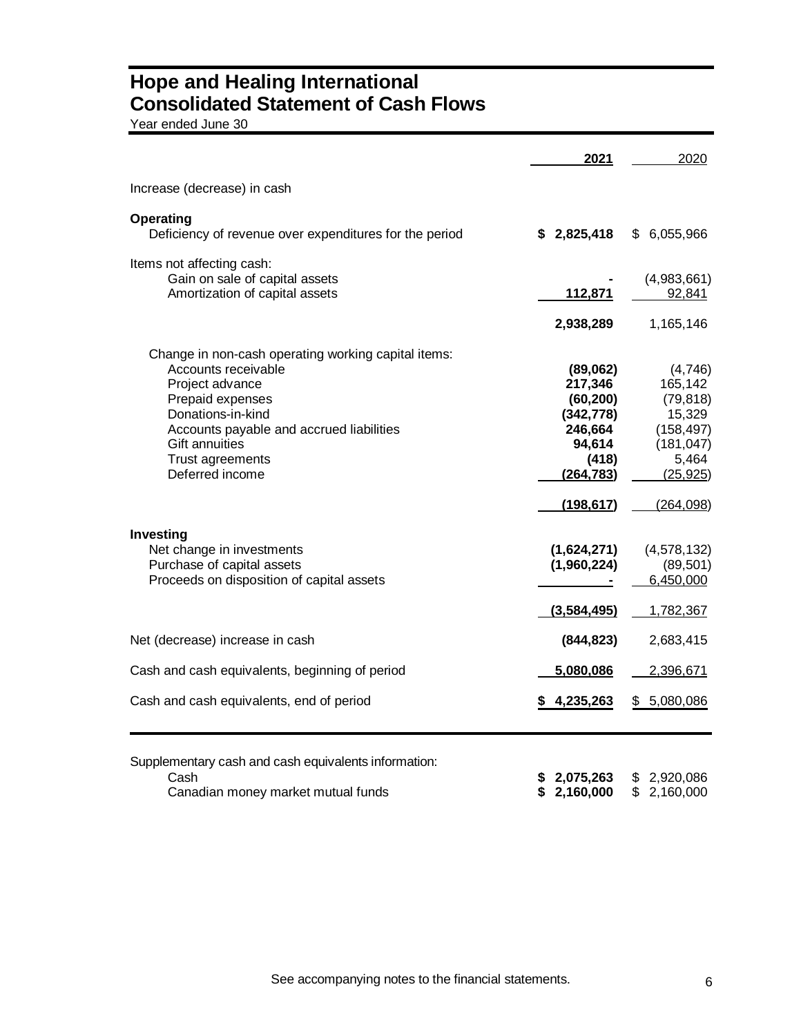# Hope and Healing International
## Consolidated Statement of Cash Flows

Year ended June 30

| | 2021 | 2020 |
|---|---|---|
| Increase (decrease) in cash | | |
| **Operating** | | |
| Deficiency of revenue over expenditures for the period | **$ 2,825,418** | $ 6,055,966 |
| Items not affecting cash: | | |
| Gain on sale of capital assets | **-** | (4,983,661) |
| Amortization of capital assets | **112,871** | 92,841 |
| | **2,938,289** | 1,165,146 |
| Change in non-cash operating working capital items: | | |
| Accounts receivable | **(89,062)** | (4,746) |
| Project advance | **217,346** | 165,142 |
| Prepaid expenses | **(60,200)** | (79,818) |
| Donations-in-kind | **(342,778)** | 15,329 |
| Accounts payable and accrued liabilities | **246,664** | (158,497) |
| Gift annuities | **94,614** | (181,047) |
| Trust agreements | **(418)** | 5,464 |
| Deferred income | **(264,783)** | (25,925) |
| | **(198,617)** | (264,098) |
| **Investing** | | |
| Net change in investments | **(1,624,271)** | (4,578,132) |
| Purchase of capital assets | **(1,960,224)** | (89,501) |
| Proceeds on disposition of capital assets | **-** | 6,450,000 |
| | **(3,584,495)** | 1,782,367 |
| Net (decrease) increase in cash | **(844,823)** | 2,683,415 |
| Cash and cash equivalents, beginning of period | **5,080,086** | 2,396,671 |
| Cash and cash equivalents, end of period | **$ 4,235,263** | $ 5,080,086 |

| | 2021 | 2020 |
|---|---|---|
| Supplementary cash and cash equivalents information: | | |
| Cash | **$ 2,075,263** | $ 2,920,086 |
| Canadian money market mutual funds | **$ 2,160,000** | $ 2,160,000 |

See accompanying notes to the financial statements.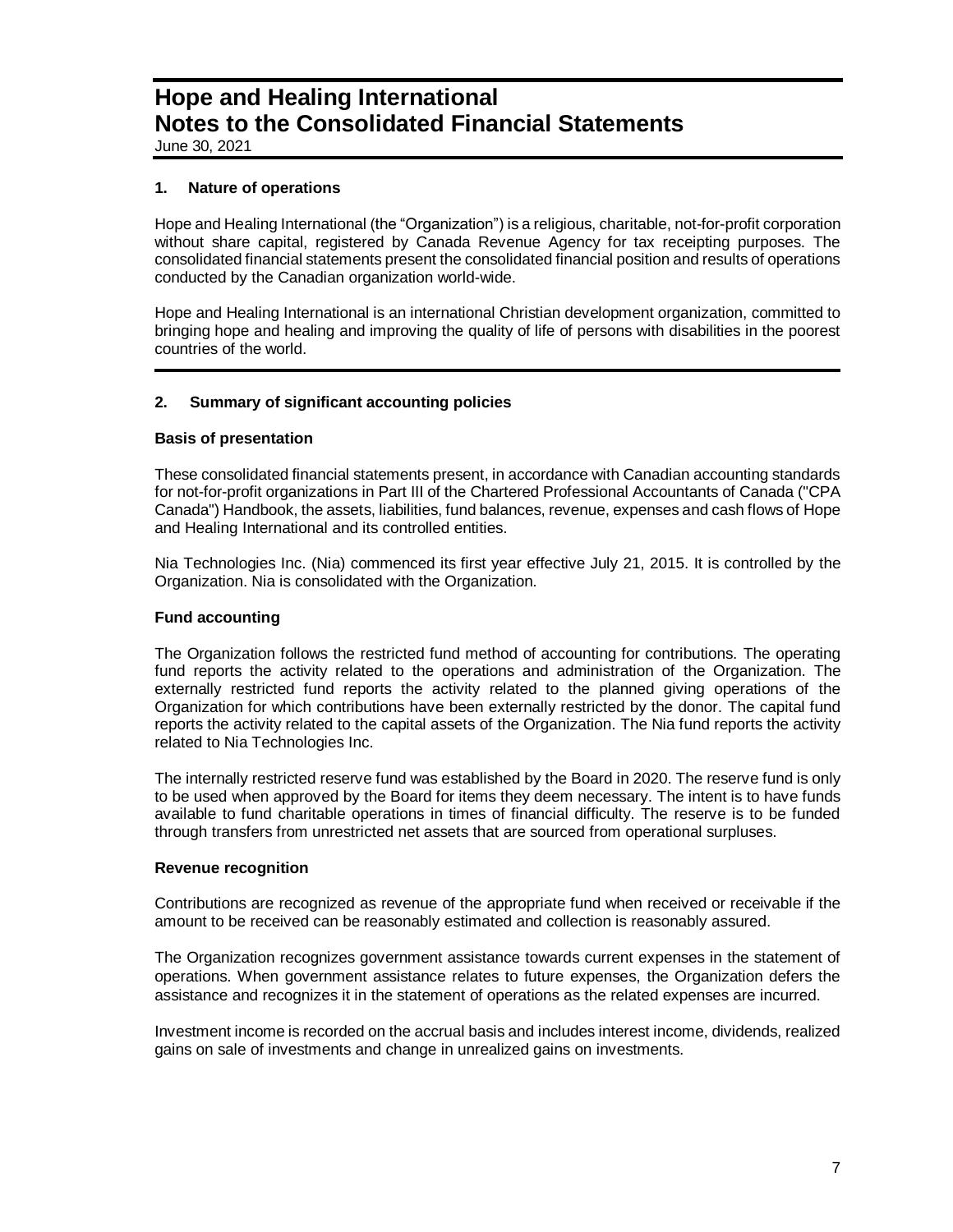# Hope and Healing International
# Notes to the Consolidated Financial Statements

June 30, 2021

## 1. Nature of operations

Hope and Healing International (the "Organization") is a religious, charitable, not-for-profit corporation without share capital, registered by Canada Revenue Agency for tax receipting purposes. The consolidated financial statements present the consolidated financial position and results of operations conducted by the Canadian organization world-wide.

Hope and Healing International is an international Christian development organization, committed to bringing hope and healing and improving the quality of life of persons with disabilities in the poorest countries of the world.

## 2. Summary of significant accounting policies

### Basis of presentation

These consolidated financial statements present, in accordance with Canadian accounting standards for not-for-profit organizations in Part III of the Chartered Professional Accountants of Canada ("CPA Canada") Handbook, the assets, liabilities, fund balances, revenue, expenses and cash flows of Hope and Healing International and its controlled entities.

Nia Technologies Inc. (Nia) commenced its first year effective July 21, 2015. It is controlled by the Organization. Nia is consolidated with the Organization.

### Fund accounting

The Organization follows the restricted fund method of accounting for contributions. The operating fund reports the activity related to the operations and administration of the Organization. The externally restricted fund reports the activity related to the planned giving operations of the Organization for which contributions have been externally restricted by the donor. The capital fund reports the activity related to the capital assets of the Organization. The Nia fund reports the activity related to Nia Technologies Inc.

The internally restricted reserve fund was established by the Board in 2020. The reserve fund is only to be used when approved by the Board for items they deem necessary. The intent is to have funds available to fund charitable operations in times of financial difficulty. The reserve is to be funded through transfers from unrestricted net assets that are sourced from operational surpluses.

### Revenue recognition

Contributions are recognized as revenue of the appropriate fund when received or receivable if the amount to be received can be reasonably estimated and collection is reasonably assured.

The Organization recognizes government assistance towards current expenses in the statement of operations. When government assistance relates to future expenses, the Organization defers the assistance and recognizes it in the statement of operations as the related expenses are incurred.

Investment income is recorded on the accrual basis and includes interest income, dividends, realized gains on sale of investments and change in unrealized gains on investments.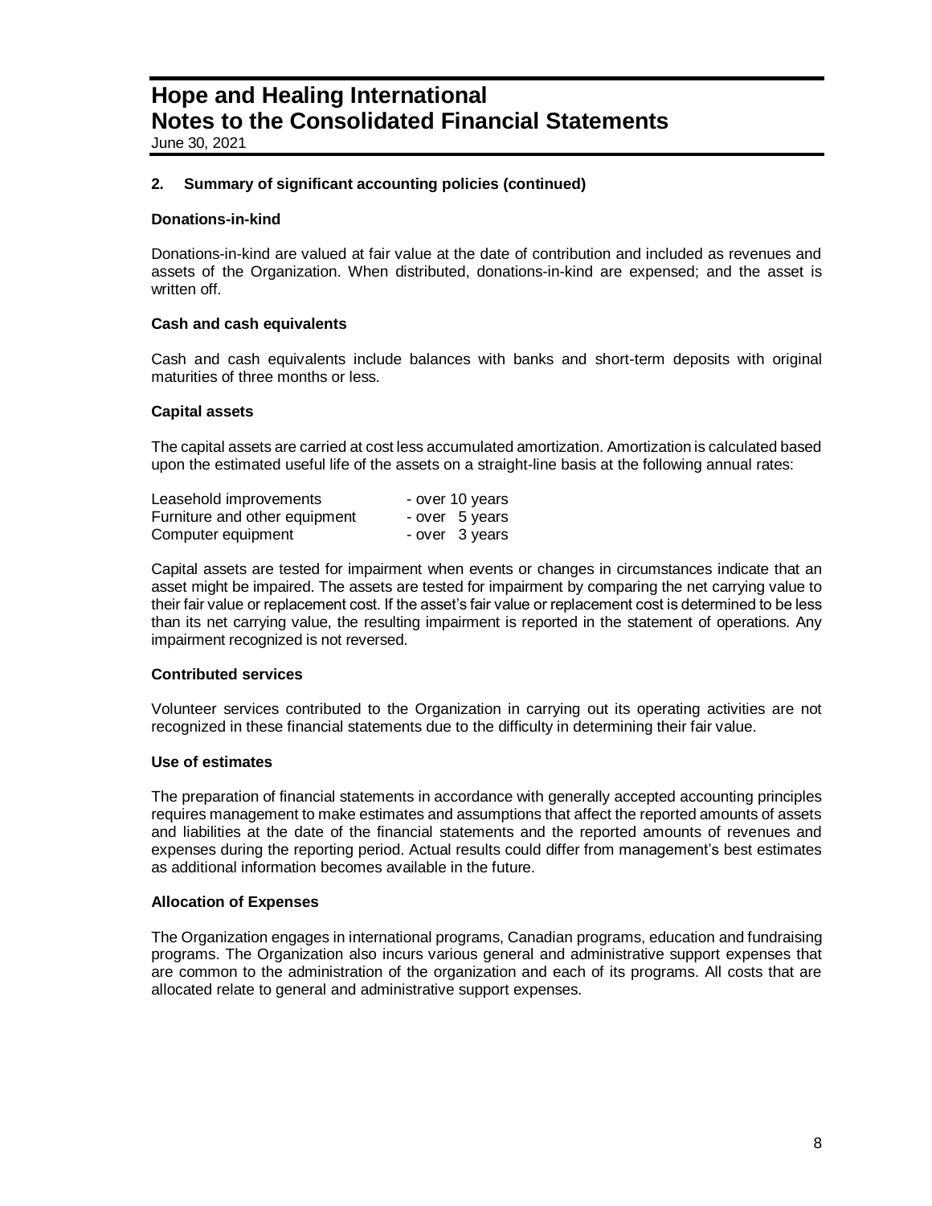# Hope and Healing International
# Notes to the Consolidated Financial Statements

June 30, 2021

## 2. Summary of significant accounting policies (continued)

### Donations-in-kind

Donations-in-kind are valued at fair value at the date of contribution and included as revenues and assets of the Organization. When distributed, donations-in-kind are expensed; and the asset is written off.

### Cash and cash equivalents

Cash and cash equivalents include balances with banks and short-term deposits with original maturities of three months or less.

### Capital assets

The capital assets are carried at cost less accumulated amortization. Amortization is calculated based upon the estimated useful life of the assets on a straight-line basis at the following annual rates:

| | |
|---|---|
| Leasehold improvements | - over 10 years |
| Furniture and other equipment | - over 5 years |
| Computer equipment | - over 3 years |

Capital assets are tested for impairment when events or changes in circumstances indicate that an asset might be impaired. The assets are tested for impairment by comparing the net carrying value to their fair value or replacement cost. If the asset's fair value or replacement cost is determined to be less than its net carrying value, the resulting impairment is reported in the statement of operations. Any impairment recognized is not reversed.

### Contributed services

Volunteer services contributed to the Organization in carrying out its operating activities are not recognized in these financial statements due to the difficulty in determining their fair value.

### Use of estimates

The preparation of financial statements in accordance with generally accepted accounting principles requires management to make estimates and assumptions that affect the reported amounts of assets and liabilities at the date of the financial statements and the reported amounts of revenues and expenses during the reporting period. Actual results could differ from management's best estimates as additional information becomes available in the future.

### Allocation of Expenses

The Organization engages in international programs, Canadian programs, education and fundraising programs. The Organization also incurs various general and administrative support expenses that are common to the administration of the organization and each of its programs. All costs that are allocated relate to general and administrative support expenses.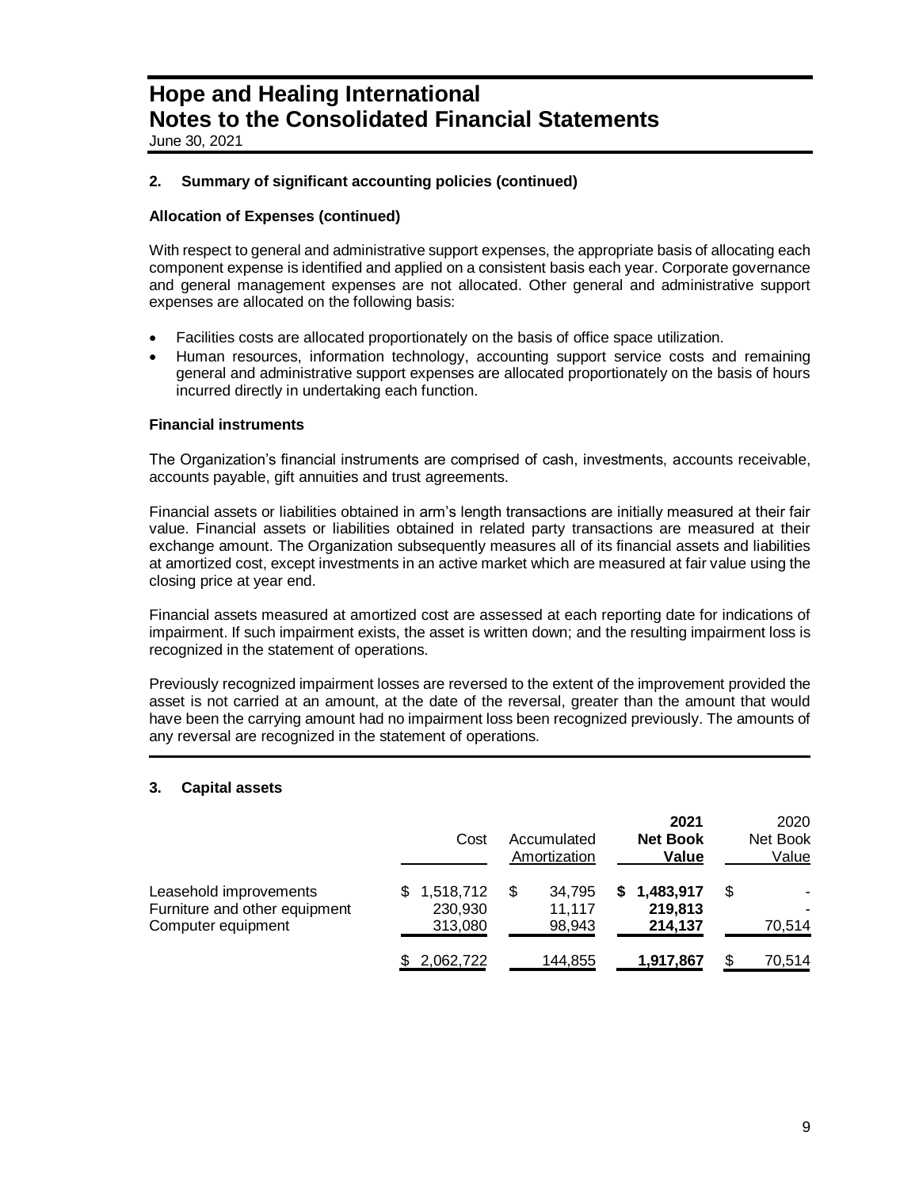# Hope and Healing International
# Notes to the Consolidated Financial Statements

June 30, 2021

## 2. Summary of significant accounting policies (continued)

### Allocation of Expenses (continued)

With respect to general and administrative support expenses, the appropriate basis of allocating each component expense is identified and applied on a consistent basis each year. Corporate governance and general management expenses are not allocated. Other general and administrative support expenses are allocated on the following basis:

- Facilities costs are allocated proportionately on the basis of office space utilization.
- Human resources, information technology, accounting support service costs and remaining general and administrative support expenses are allocated proportionately on the basis of hours incurred directly in undertaking each function.

### Financial instruments

The Organization's financial instruments are comprised of cash, investments, accounts receivable, accounts payable, gift annuities and trust agreements.

Financial assets or liabilities obtained in arm's length transactions are initially measured at their fair value. Financial assets or liabilities obtained in related party transactions are measured at their exchange amount. The Organization subsequently measures all of its financial assets and liabilities at amortized cost, except investments in an active market which are measured at fair value using the closing price at year end.

Financial assets measured at amortized cost are assessed at each reporting date for indications of impairment. If such impairment exists, the asset is written down; and the resulting impairment loss is recognized in the statement of operations.

Previously recognized impairment losses are reversed to the extent of the improvement provided the asset is not carried at an amount, at the date of the reversal, greater than the amount that would have been the carrying amount had no impairment loss been recognized previously. The amounts of any reversal are recognized in the statement of operations.

## 3. Capital assets

| | Cost | Accumulated Amortization | **2021 Net Book Value** | 2020 Net Book Value |
|---|---|---|---|---|
| Leasehold improvements | $ 1,518,712 | $ 34,795 | **$ 1,483,917** | $ - |
| Furniture and other equipment | 230,930 | 11,117 | **219,813** | - |
| Computer equipment | 313,080 | 98,943 | **214,137** | 70,514 |
| | $ 2,062,722 | 144,855 | **1,917,867** | $ 70,514 |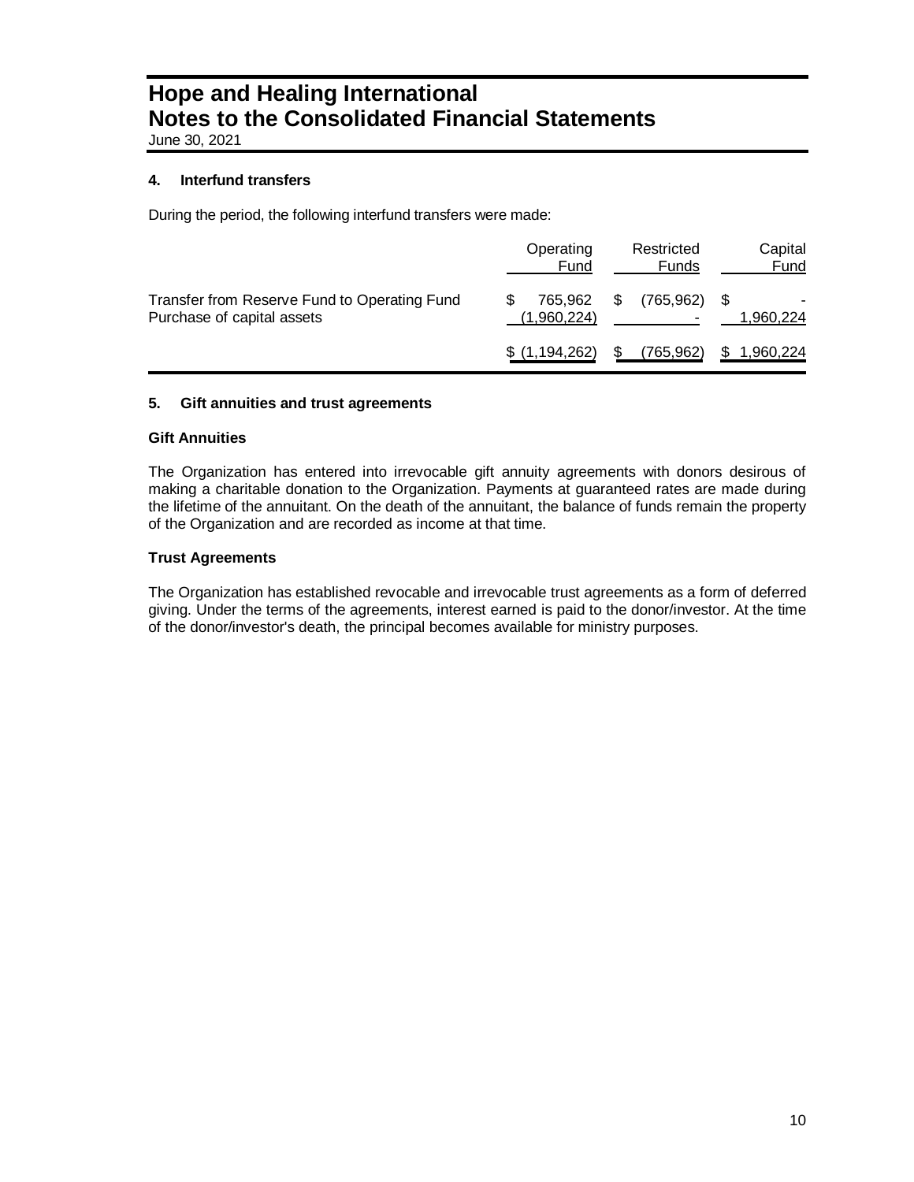# Hope and Healing International
# Notes to the Consolidated Financial Statements
June 30, 2021

### 4. Interfund transfers

During the period, the following interfund transfers were made:

| | Operating Fund | Restricted Funds | Capital Fund |
|---|---|---|---|
| Transfer from Reserve Fund to Operating Fund | $ 765,962 | $ (765,962) | $ - |
| Purchase of capital assets | (1,960,224) | - | 1,960,224 |
| | $ (1,194,262) | $ (765,962) | $ 1,960,224 |

### 5. Gift annuities and trust agreements

**Gift Annuities**

The Organization has entered into irrevocable gift annuity agreements with donors desirous of making a charitable donation to the Organization. Payments at guaranteed rates are made during the lifetime of the annuitant. On the death of the annuitant, the balance of funds remain the property of the Organization and are recorded as income at that time.

**Trust Agreements**

The Organization has established revocable and irrevocable trust agreements as a form of deferred giving. Under the terms of the agreements, interest earned is paid to the donor/investor. At the time of the donor/investor's death, the principal becomes available for ministry purposes.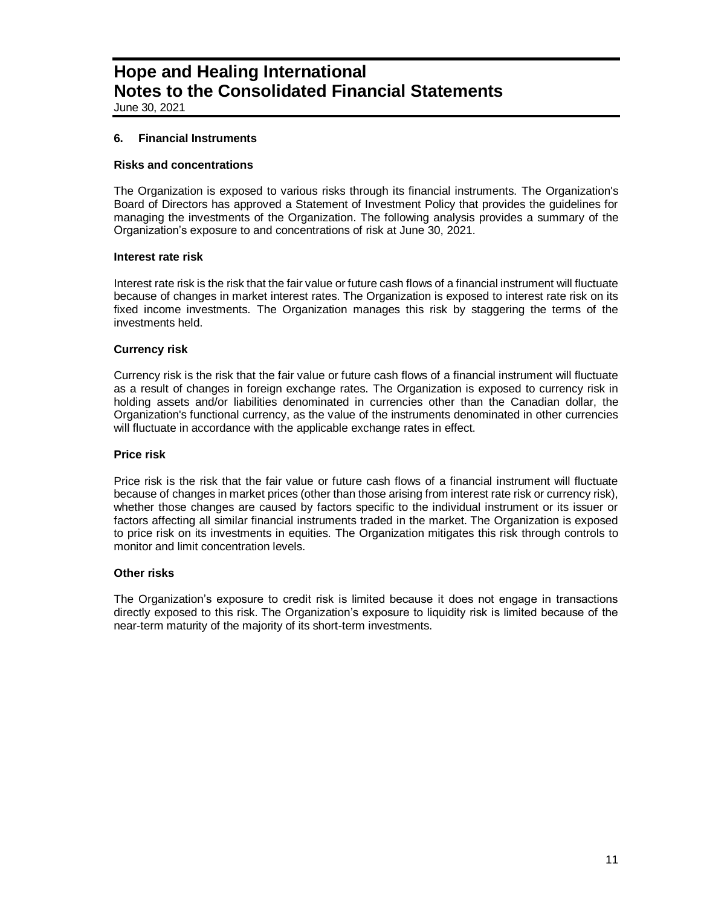## 6. Financial Instruments

### Risks and concentrations

The Organization is exposed to various risks through its financial instruments. The Organization's Board of Directors has approved a Statement of Investment Policy that provides the guidelines for managing the investments of the Organization. The following analysis provides a summary of the Organization's exposure to and concentrations of risk at June 30, 2021.

### Interest rate risk

Interest rate risk is the risk that the fair value or future cash flows of a financial instrument will fluctuate because of changes in market interest rates. The Organization is exposed to interest rate risk on its fixed income investments. The Organization manages this risk by staggering the terms of the investments held.

### Currency risk

Currency risk is the risk that the fair value or future cash flows of a financial instrument will fluctuate as a result of changes in foreign exchange rates. The Organization is exposed to currency risk in holding assets and/or liabilities denominated in currencies other than the Canadian dollar, the Organization's functional currency, as the value of the instruments denominated in other currencies will fluctuate in accordance with the applicable exchange rates in effect.

### Price risk

Price risk is the risk that the fair value or future cash flows of a financial instrument will fluctuate because of changes in market prices (other than those arising from interest rate risk or currency risk), whether those changes are caused by factors specific to the individual instrument or its issuer or factors affecting all similar financial instruments traded in the market. The Organization is exposed to price risk on its investments in equities. The Organization mitigates this risk through controls to monitor and limit concentration levels.

### Other risks

The Organization's exposure to credit risk is limited because it does not engage in transactions directly exposed to this risk. The Organization's exposure to liquidity risk is limited because of the near-term maturity of the majority of its short-term investments.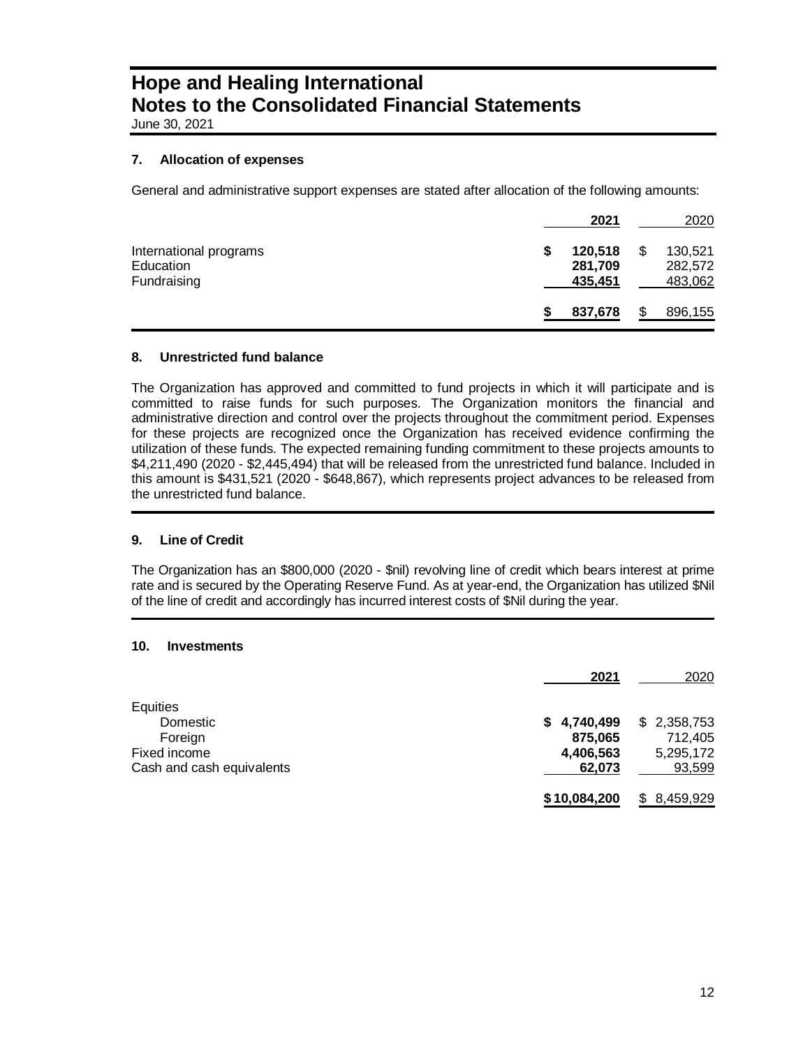# Hope and Healing International
# Notes to the Consolidated Financial Statements

June 30, 2021

### 7. Allocation of expenses

General and administrative support expenses are stated after allocation of the following amounts:

| | **2021** | 2020 |
|---|---|---|
| International programs | **$ 120,518** | $ 130,521 |
| Education | **281,709** | 282,572 |
| Fundraising | **435,451** | 483,062 |
| | **$ 837,678** | $ 896,155 |

### 8. Unrestricted fund balance

The Organization has approved and committed to fund projects in which it will participate and is committed to raise funds for such purposes. The Organization monitors the financial and administrative direction and control over the projects throughout the commitment period. Expenses for these projects are recognized once the Organization has received evidence confirming the utilization of these funds. The expected remaining funding commitment to these projects amounts to $4,211,490 (2020 - $2,445,494) that will be released from the unrestricted fund balance. Included in this amount is $431,521 (2020 - $648,867), which represents project advances to be released from the unrestricted fund balance.

### 9. Line of Credit

The Organization has an $800,000 (2020 - $nil) revolving line of credit which bears interest at prime rate and is secured by the Operating Reserve Fund. As at year-end, the Organization has utilized $Nil of the line of credit and accordingly has incurred interest costs of $Nil during the year.

### 10. Investments

| | **2021** | 2020 |
|---|---|---|
| Equities | | |
| Domestic | **$ 4,740,499** | $ 2,358,753 |
| Foreign | **875,065** | 712,405 |
| Fixed income | **4,406,563** | 5,295,172 |
| Cash and cash equivalents | **62,073** | 93,599 |
| | **$ 10,084,200** | $ 8,459,929 |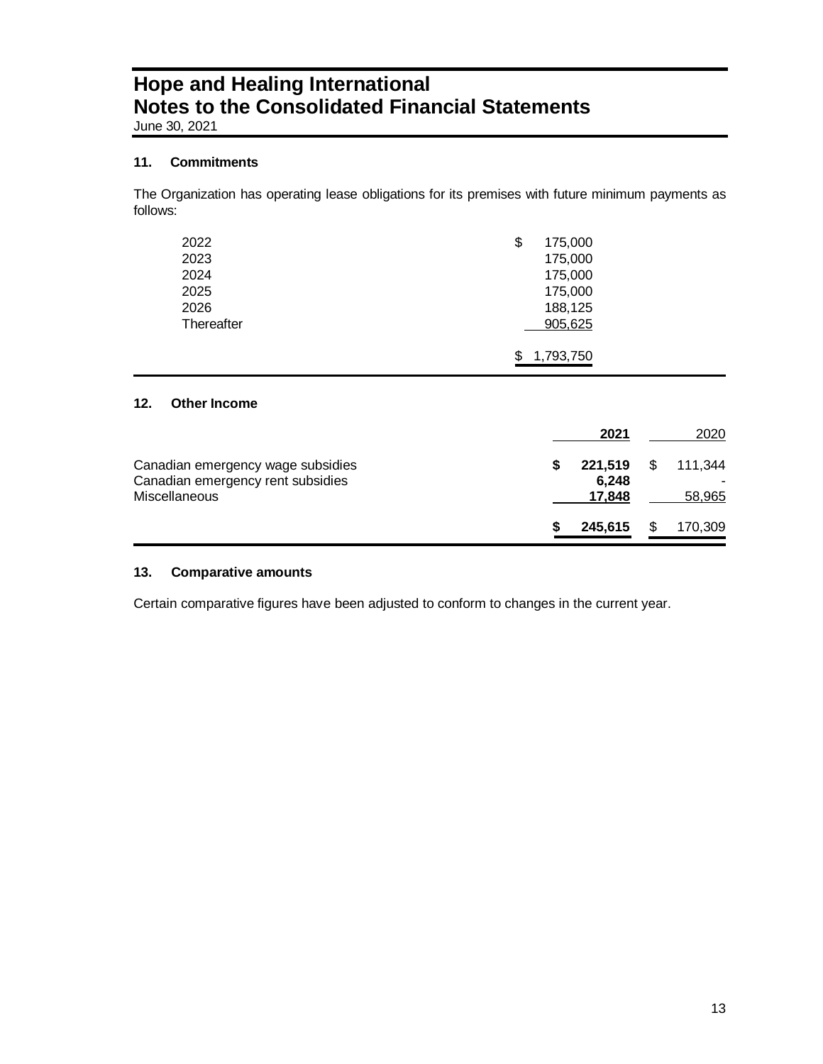# Hope and Healing International
# Notes to the Consolidated Financial Statements
June 30, 2021

### 11. Commitments

The Organization has operating lease obligations for its premises with future minimum payments as follows:

| | |
|---|---|
| 2022 | $ 175,000 |
| 2023 | 175,000 |
| 2024 | 175,000 |
| 2025 | 175,000 |
| 2026 | 188,125 |
| Thereafter | 905,625 |
| | $ 1,793,750 |

### 12. Other Income

| | **2021** | 2020 |
|---|---|---|
| Canadian emergency wage subsidies | **$ 221,519** | $ 111,344 |
| Canadian emergency rent subsidies | **6,248** | - |
| Miscellaneous | **17,848** | 58,965 |
| | **$ 245,615** | $ 170,309 |

### 13. Comparative amounts

Certain comparative figures have been adjusted to conform to changes in the current year.